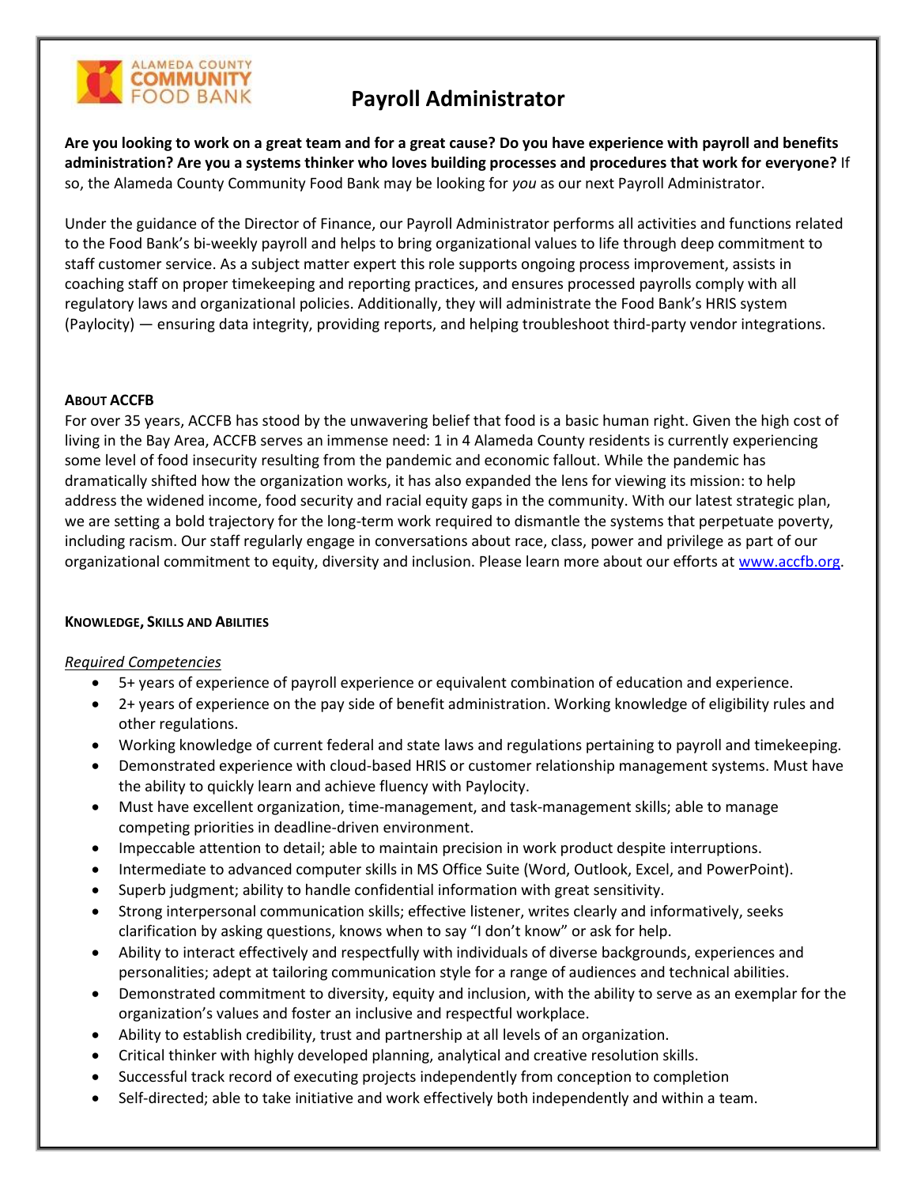# Payroll Administrator

**Are you looking to work on a great team and for a great cause? Do you have experience with payroll and benefits administration? Are you a systems thinker who loves building processes and procedures that work for everyone?** If so, the Alameda County Community Food Bank may be looking for *you* as our next Payroll Administrator.

Under the guidance of the Director of Finance, our Payroll Administrator performs all activities and functions related to the Food Bank's bi-weekly payroll and helps to bring organizational values to life through deep commitment to staff customer service. As a subject matter expert this role supports ongoing process improvement, assists in coaching staff on proper timekeeping and reporting practices, and ensures processed payrolls comply with all regulatory laws and organizational policies. Additionally, they will administrate the Food Bank's HRIS system (Paylocity) — ensuring data integrity, providing reports, and helping troubleshoot third-party vendor integrations.

**ABOUT ACCFB**

For over 35 years, ACCFB has stood by the unwavering belief that food is a basic human right. Given the high cost of living in the Bay Area, ACCFB serves an immense need: 1 in 4 Alameda County residents is currently experiencing some level of food insecurity resulting from the pandemic and economic fallout. While the pandemic has dramatically shifted how the organization works, it has also expanded the lens for viewing its mission: to help address the widened income, food security and racial equity gaps in the community. With our latest strategic plan, we are setting a bold trajectory for the long-term work required to dismantle the systems that perpetuate poverty, including racism. Our staff regularly engage in conversations about race, class, power and privilege as part of our organizational commitment to equity, diversity and inclusion. Please learn more about our efforts at [www.accfb.org](http://www.accfb.org).

**KNOWLEDGE, SKILLS AND ABILITIES**

*Required Competencies*

- 5+ years of experience of payroll experience or equivalent combination of education and experience.
- 2+ years of experience on the pay side of benefit administration. Working knowledge of eligibility rules and other regulations.
- Working knowledge of current federal and state laws and regulations pertaining to payroll and timekeeping.
- Demonstrated experience with cloud-based HRIS or customer relationship management systems. Must have the ability to quickly learn and achieve fluency with Paylocity.
- Must have excellent organization, time-management, and task-management skills; able to manage competing priorities in deadline-driven environment.
- Impeccable attention to detail; able to maintain precision in work product despite interruptions.
- Intermediate to advanced computer skills in MS Office Suite (Word, Outlook, Excel, and PowerPoint).
- Superb judgment; ability to handle confidential information with great sensitivity.
- Strong interpersonal communication skills; effective listener, writes clearly and informatively, seeks clarification by asking questions, knows when to say "I don't know" or ask for help.
- Ability to interact effectively and respectfully with individuals of diverse backgrounds, experiences and personalities; adept at tailoring communication style for a range of audiences and technical abilities.
- Demonstrated commitment to diversity, equity and inclusion, with the ability to serve as an exemplar for the organization's values and foster an inclusive and respectful workplace.
- Ability to establish credibility, trust and partnership at all levels of an organization.
- Critical thinker with highly developed planning, analytical and creative resolution skills.
- Successful track record of executing projects independently from conception to completion
- Self-directed; able to take initiative and work effectively both independently and within a team.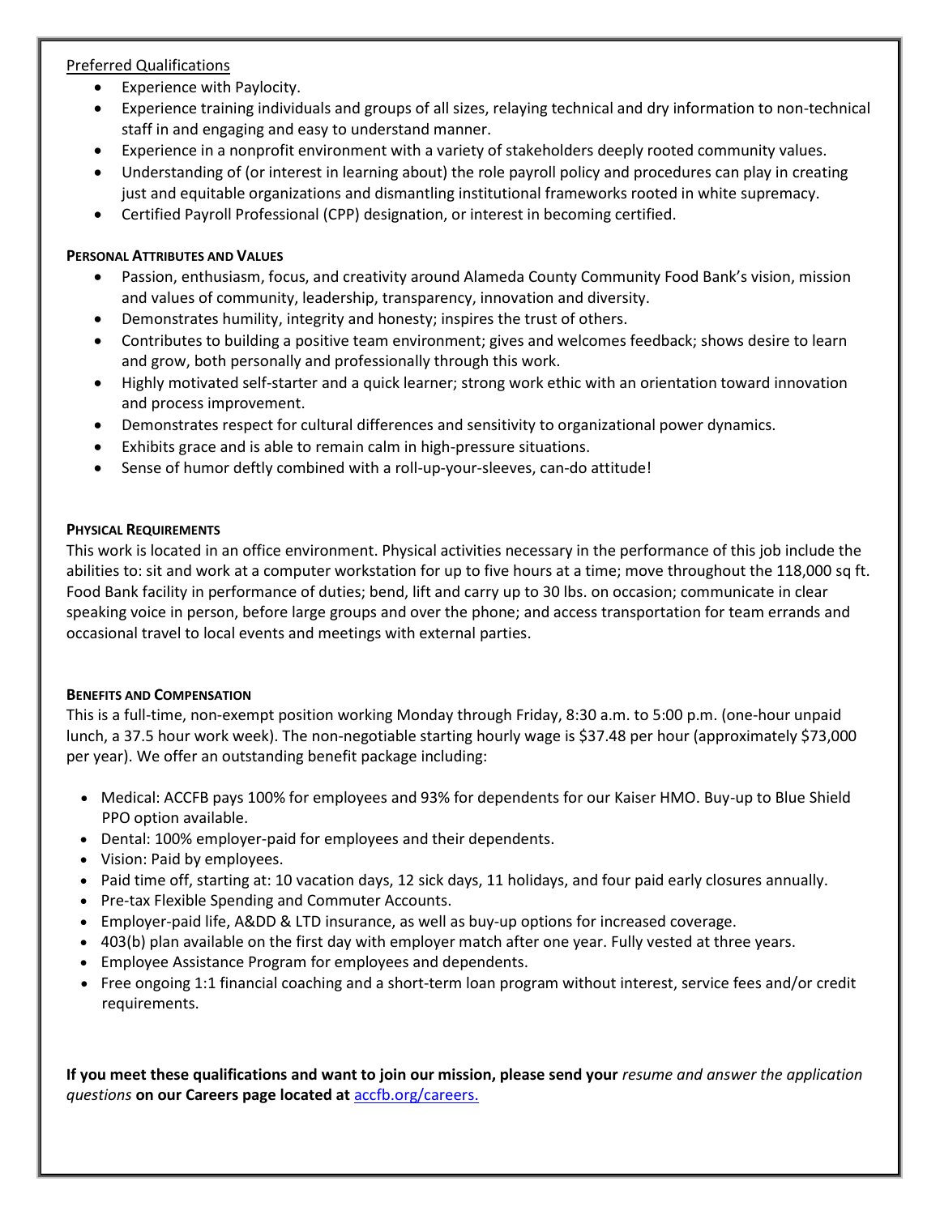Preferred Qualifications

- Experience with Paylocity.
- Experience training individuals and groups of all sizes, relaying technical and dry information to non-technical staff in and engaging and easy to understand manner.
- Experience in a nonprofit environment with a variety of stakeholders deeply rooted community values.
- Understanding of (or interest in learning about) the role payroll policy and procedures can play in creating just and equitable organizations and dismantling institutional frameworks rooted in white supremacy.
- Certified Payroll Professional (CPP) designation, or interest in becoming certified.

**PERSONAL ATTRIBUTES AND VALUES**

- Passion, enthusiasm, focus, and creativity around Alameda County Community Food Bank's vision, mission and values of community, leadership, transparency, innovation and diversity.
- Demonstrates humility, integrity and honesty; inspires the trust of others.
- Contributes to building a positive team environment; gives and welcomes feedback; shows desire to learn and grow, both personally and professionally through this work.
- Highly motivated self-starter and a quick learner; strong work ethic with an orientation toward innovation and process improvement.
- Demonstrates respect for cultural differences and sensitivity to organizational power dynamics.
- Exhibits grace and is able to remain calm in high-pressure situations.
- Sense of humor deftly combined with a roll-up-your-sleeves, can-do attitude!

**PHYSICAL REQUIREMENTS**

This work is located in an office environment. Physical activities necessary in the performance of this job include the abilities to: sit and work at a computer workstation for up to five hours at a time; move throughout the 118,000 sq ft. Food Bank facility in performance of duties; bend, lift and carry up to 30 lbs. on occasion; communicate in clear speaking voice in person, before large groups and over the phone; and access transportation for team errands and occasional travel to local events and meetings with external parties.

**BENEFITS AND COMPENSATION**

This is a full-time, non-exempt position working Monday through Friday, 8:30 a.m. to 5:00 p.m. (one-hour unpaid lunch, a 37.5 hour work week). The non-negotiable starting hourly wage is $37.48 per hour (approximately $73,000 per year). We offer an outstanding benefit package including:

- Medical: ACCFB pays 100% for employees and 93% for dependents for our Kaiser HMO. Buy-up to Blue Shield PPO option available.
- Dental: 100% employer-paid for employees and their dependents.
- Vision: Paid by employees.
- Paid time off, starting at: 10 vacation days, 12 sick days, 11 holidays, and four paid early closures annually.
- Pre-tax Flexible Spending and Commuter Accounts.
- Employer-paid life, A&DD & LTD insurance, as well as buy-up options for increased coverage.
- 403(b) plan available on the first day with employer match after one year. Fully vested at three years.
- Employee Assistance Program for employees and dependents.
- Free ongoing 1:1 financial coaching and a short-term loan program without interest, service fees and/or credit requirements.

**If you meet these qualifications and want to join our mission, please send your** *resume and answer the application questions* **on our Careers page located at** [accfb.org/careers.](accfb.org/careers)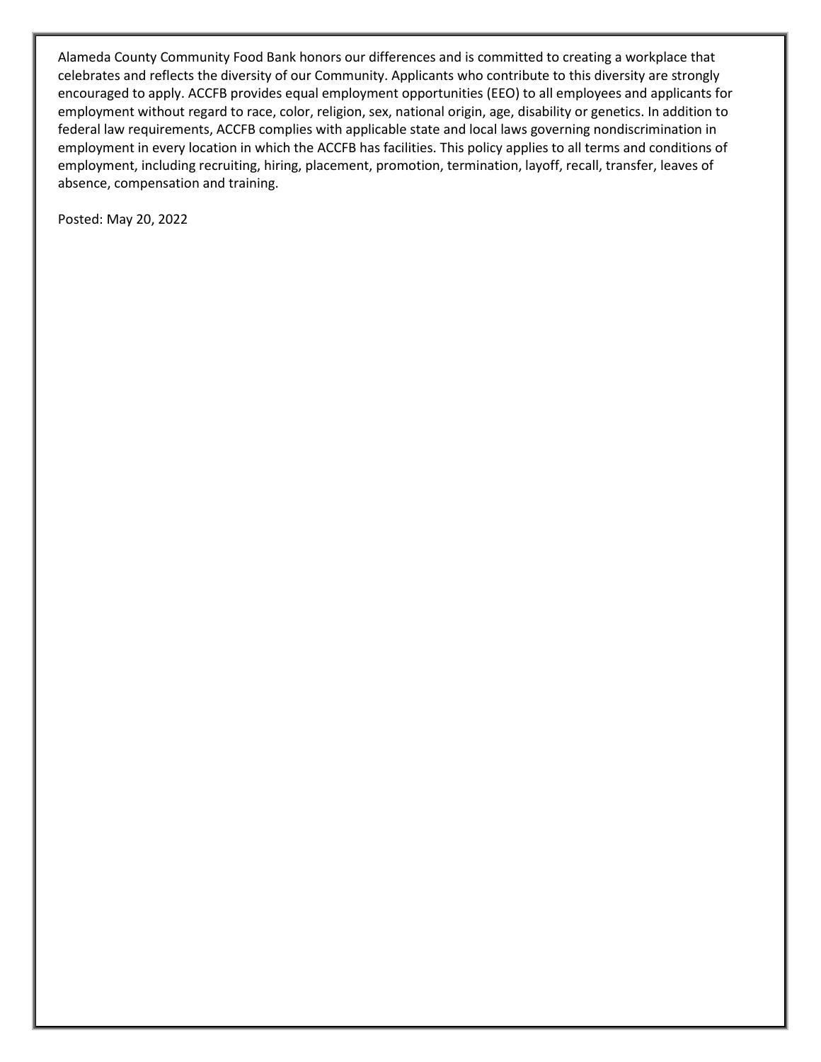Alameda County Community Food Bank honors our differences and is committed to creating a workplace that celebrates and reflects the diversity of our Community. Applicants who contribute to this diversity are strongly encouraged to apply. ACCFB provides equal employment opportunities (EEO) to all employees and applicants for employment without regard to race, color, religion, sex, national origin, age, disability or genetics. In addition to federal law requirements, ACCFB complies with applicable state and local laws governing nondiscrimination in employment in every location in which the ACCFB has facilities. This policy applies to all terms and conditions of employment, including recruiting, hiring, placement, promotion, termination, layoff, recall, transfer, leaves of absence, compensation and training.

Posted: May 20, 2022